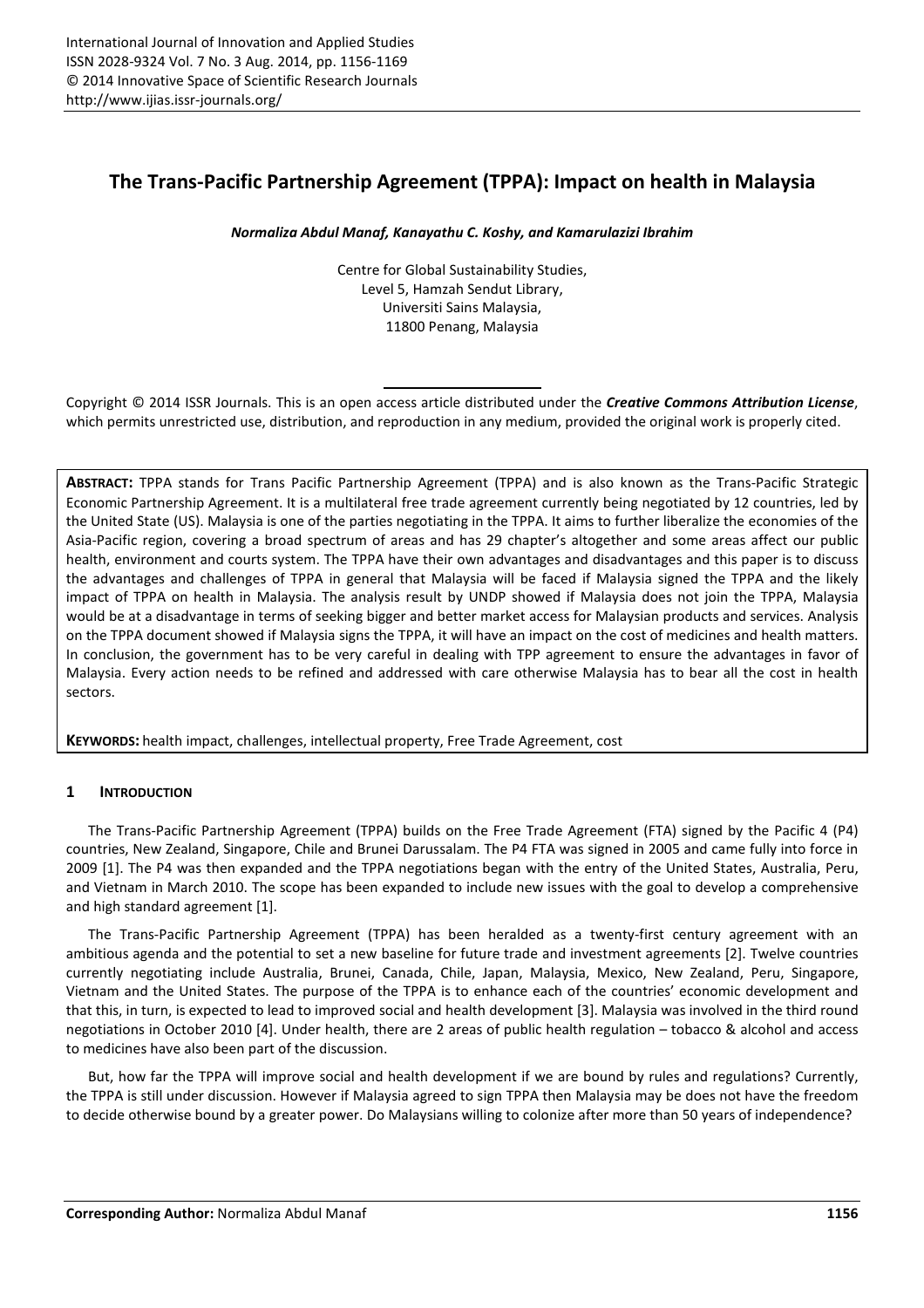# The Trans-Pacific Partnership Agreement (TPPA): Impact on health in Malaysia

***Normaliza Abdul Manaf, Kanayathu C. Koshy, and Kamarulazizi Ibrahim***

Centre for Global Sustainability Studies,
Level 5, Hamzah Sendut Library,
Universiti Sains Malaysia,
11800 Penang, Malaysia

Copyright © 2014 ISSR Journals. This is an open access article distributed under the ***Creative Commons Attribution License***, which permits unrestricted use, distribution, and reproduction in any medium, provided the original work is properly cited.

**ABSTRACT:** TPPA stands for Trans Pacific Partnership Agreement (TPPA) and is also known as the Trans-Pacific Strategic Economic Partnership Agreement. It is a multilateral free trade agreement currently being negotiated by 12 countries, led by the United State (US). Malaysia is one of the parties negotiating in the TPPA. It aims to further liberalize the economies of the Asia-Pacific region, covering a broad spectrum of areas and has 29 chapter's altogether and some areas affect our public health, environment and courts system. The TPPA have their own advantages and disadvantages and this paper is to discuss the advantages and challenges of TPPA in general that Malaysia will be faced if Malaysia signed the TPPA and the likely impact of TPPA on health in Malaysia. The analysis result by UNDP showed if Malaysia does not join the TPPA, Malaysia would be at a disadvantage in terms of seeking bigger and better market access for Malaysian products and services. Analysis on the TPPA document showed if Malaysia signs the TPPA, it will have an impact on the cost of medicines and health matters. In conclusion, the government has to be very careful in dealing with TPP agreement to ensure the advantages in favor of Malaysia. Every action needs to be refined and addressed with care otherwise Malaysia has to bear all the cost in health sectors.

**KEYWORDS:** health impact, challenges, intellectual property, Free Trade Agreement, cost

## 1 INTRODUCTION

The Trans-Pacific Partnership Agreement (TPPA) builds on the Free Trade Agreement (FTA) signed by the Pacific 4 (P4) countries, New Zealand, Singapore, Chile and Brunei Darussalam. The P4 FTA was signed in 2005 and came fully into force in 2009 [1]. The P4 was then expanded and the TPPA negotiations began with the entry of the United States, Australia, Peru, and Vietnam in March 2010. The scope has been expanded to include new issues with the goal to develop a comprehensive and high standard agreement [1].

The Trans-Pacific Partnership Agreement (TPPA) has been heralded as a twenty-first century agreement with an ambitious agenda and the potential to set a new baseline for future trade and investment agreements [2]. Twelve countries currently negotiating include Australia, Brunei, Canada, Chile, Japan, Malaysia, Mexico, New Zealand, Peru, Singapore, Vietnam and the United States. The purpose of the TPPA is to enhance each of the countries' economic development and that this, in turn, is expected to lead to improved social and health development [3]. Malaysia was involved in the third round negotiations in October 2010 [4]. Under health, there are 2 areas of public health regulation – tobacco & alcohol and access to medicines have also been part of the discussion.

But, how far the TPPA will improve social and health development if we are bound by rules and regulations? Currently, the TPPA is still under discussion. However if Malaysia agreed to sign TPPA then Malaysia may be does not have the freedom to decide otherwise bound by a greater power. Do Malaysians willing to colonize after more than 50 years of independence?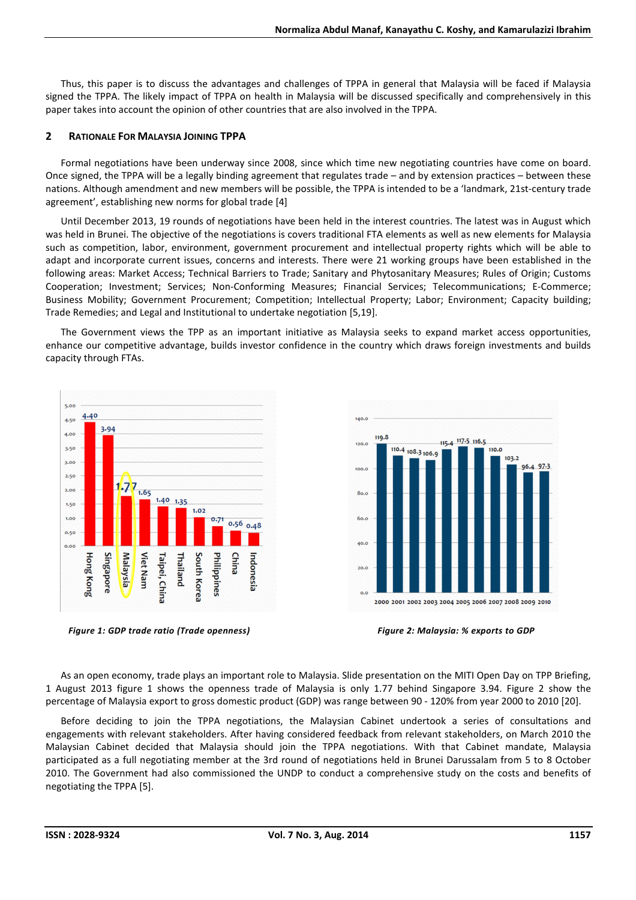Thus, this paper is to discuss the advantages and challenges of TPPA in general that Malaysia will be faced if Malaysia signed the TPPA. The likely impact of TPPA on health in Malaysia will be discussed specifically and comprehensively in this paper takes into account the opinion of other countries that are also involved in the TPPA.

## 2 RATIONALE FOR MALAYSIA JOINING TPPA

Formal negotiations have been underway since 2008, since which time new negotiating countries have come on board. Once signed, the TPPA will be a legally binding agreement that regulates trade – and by extension practices – between these nations. Although amendment and new members will be possible, the TPPA is intended to be a 'landmark, 21st-century trade agreement', establishing new norms for global trade [4]

Until December 2013, 19 rounds of negotiations have been held in the interest countries. The latest was in August which was held in Brunei. The objective of the negotiations is covers traditional FTA elements as well as new elements for Malaysia such as competition, labor, environment, government procurement and intellectual property rights which will be able to adapt and incorporate current issues, concerns and interests. There were 21 working groups have been established in the following areas: Market Access; Technical Barriers to Trade; Sanitary and Phytosanitary Measures; Rules of Origin; Customs Cooperation; Investment; Services; Non-Conforming Measures; Financial Services; Telecommunications; E-Commerce; Business Mobility; Government Procurement; Competition; Intellectual Property; Labor; Environment; Capacity building; Trade Remedies; and Legal and Institutional to undertake negotiation [5,19].

The Government views the TPP as an important initiative as Malaysia seeks to expand market access opportunities, enhance our competitive advantage, builds investor confidence in the country which draws foreign investments and builds capacity through FTAs.

*Figure 1: GDP trade ratio (Trade openness)*

*Figure 2: Malaysia: % exports to GDP*

As an open economy, trade plays an important role to Malaysia. Slide presentation on the MITI Open Day on TPP Briefing, 1 August 2013 figure 1 shows the openness trade of Malaysia is only 1.77 behind Singapore 3.94. Figure 2 show the percentage of Malaysia export to gross domestic product (GDP) was range between 90 - 120% from year 2000 to 2010 [20].

Before deciding to join the TPPA negotiations, the Malaysian Cabinet undertook a series of consultations and engagements with relevant stakeholders. After having considered feedback from relevant stakeholders, on March 2010 the Malaysian Cabinet decided that Malaysia should join the TPPA negotiations. With that Cabinet mandate, Malaysia participated as a full negotiating member at the 3rd round of negotiations held in Brunei Darussalam from 5 to 8 October 2010. The Government had also commissioned the UNDP to conduct a comprehensive study on the costs and benefits of negotiating the TPPA [5].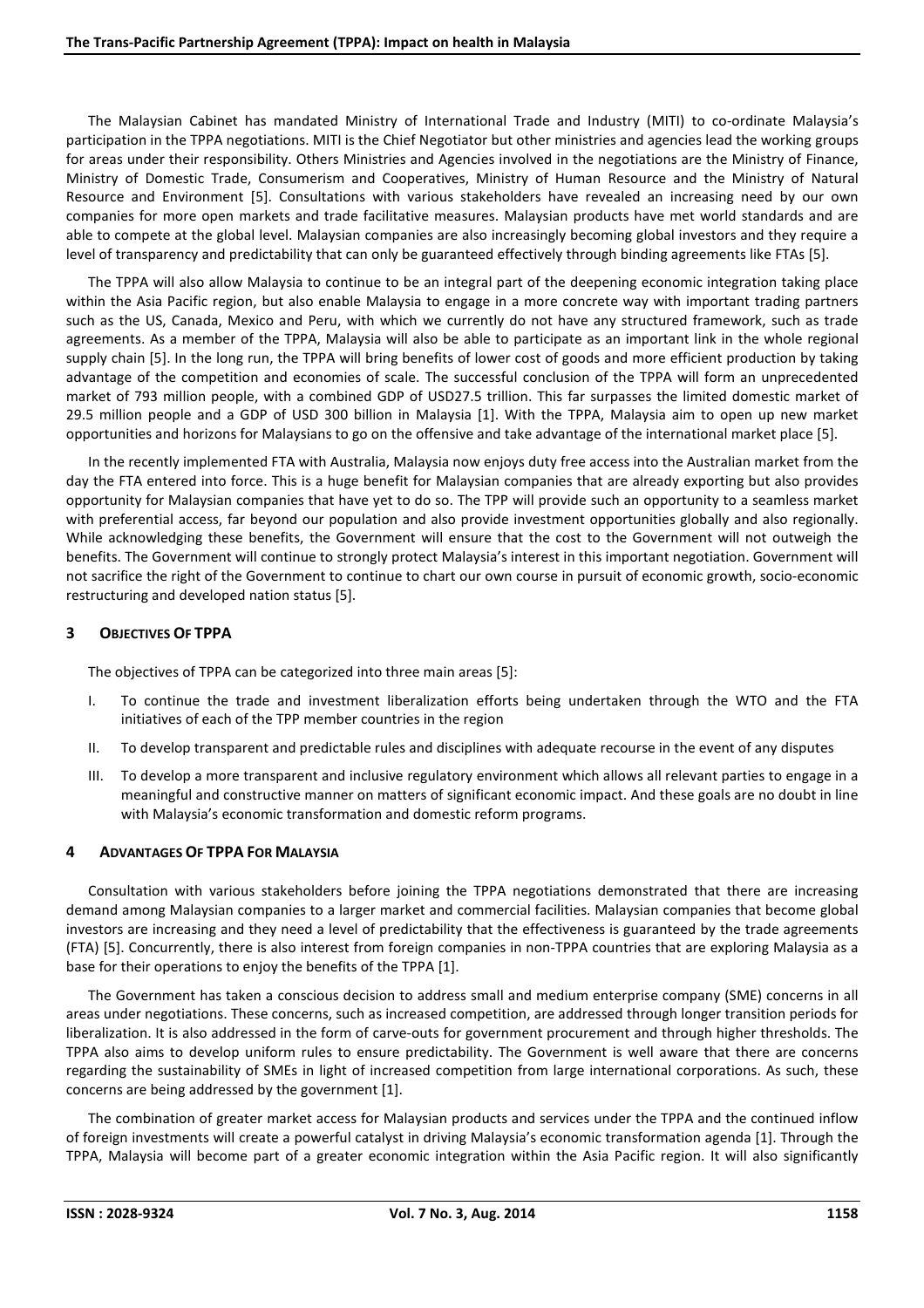The Malaysian Cabinet has mandated Ministry of International Trade and Industry (MITI) to co-ordinate Malaysia's participation in the TPPA negotiations. MITI is the Chief Negotiator but other ministries and agencies lead the working groups for areas under their responsibility. Others Ministries and Agencies involved in the negotiations are the Ministry of Finance, Ministry of Domestic Trade, Consumerism and Cooperatives, Ministry of Human Resource and the Ministry of Natural Resource and Environment [5]. Consultations with various stakeholders have revealed an increasing need by our own companies for more open markets and trade facilitative measures. Malaysian products have met world standards and are able to compete at the global level. Malaysian companies are also increasingly becoming global investors and they require a level of transparency and predictability that can only be guaranteed effectively through binding agreements like FTAs [5].

The TPPA will also allow Malaysia to continue to be an integral part of the deepening economic integration taking place within the Asia Pacific region, but also enable Malaysia to engage in a more concrete way with important trading partners such as the US, Canada, Mexico and Peru, with which we currently do not have any structured framework, such as trade agreements. As a member of the TPPA, Malaysia will also be able to participate as an important link in the whole regional supply chain [5]. In the long run, the TPPA will bring benefits of lower cost of goods and more efficient production by taking advantage of the competition and economies of scale. The successful conclusion of the TPPA will form an unprecedented market of 793 million people, with a combined GDP of USD27.5 trillion. This far surpasses the limited domestic market of 29.5 million people and a GDP of USD 300 billion in Malaysia [1]. With the TPPA, Malaysia aim to open up new market opportunities and horizons for Malaysians to go on the offensive and take advantage of the international market place [5].

In the recently implemented FTA with Australia, Malaysia now enjoys duty free access into the Australian market from the day the FTA entered into force. This is a huge benefit for Malaysian companies that are already exporting but also provides opportunity for Malaysian companies that have yet to do so. The TPP will provide such an opportunity to a seamless market with preferential access, far beyond our population and also provide investment opportunities globally and also regionally. While acknowledging these benefits, the Government will ensure that the cost to the Government will not outweigh the benefits. The Government will continue to strongly protect Malaysia's interest in this important negotiation. Government will not sacrifice the right of the Government to continue to chart our own course in pursuit of economic growth, socio-economic restructuring and developed nation status [5].

## 3 OBJECTIVES OF TPPA

The objectives of TPPA can be categorized into three main areas [5]:

I. To continue the trade and investment liberalization efforts being undertaken through the WTO and the FTA initiatives of each of the TPP member countries in the region

II. To develop transparent and predictable rules and disciplines with adequate recourse in the event of any disputes

III. To develop a more transparent and inclusive regulatory environment which allows all relevant parties to engage in a meaningful and constructive manner on matters of significant economic impact. And these goals are no doubt in line with Malaysia's economic transformation and domestic reform programs.

## 4 ADVANTAGES OF TPPA FOR MALAYSIA

Consultation with various stakeholders before joining the TPPA negotiations demonstrated that there are increasing demand among Malaysian companies to a larger market and commercial facilities. Malaysian companies that become global investors are increasing and they need a level of predictability that the effectiveness is guaranteed by the trade agreements (FTA) [5]. Concurrently, there is also interest from foreign companies in non-TPPA countries that are exploring Malaysia as a base for their operations to enjoy the benefits of the TPPA [1].

The Government has taken a conscious decision to address small and medium enterprise company (SME) concerns in all areas under negotiations. These concerns, such as increased competition, are addressed through longer transition periods for liberalization. It is also addressed in the form of carve-outs for government procurement and through higher thresholds. The TPPA also aims to develop uniform rules to ensure predictability. The Government is well aware that there are concerns regarding the sustainability of SMEs in light of increased competition from large international corporations. As such, these concerns are being addressed by the government [1].

The combination of greater market access for Malaysian products and services under the TPPA and the continued inflow of foreign investments will create a powerful catalyst in driving Malaysia's economic transformation agenda [1]. Through the TPPA, Malaysia will become part of a greater economic integration within the Asia Pacific region. It will also significantly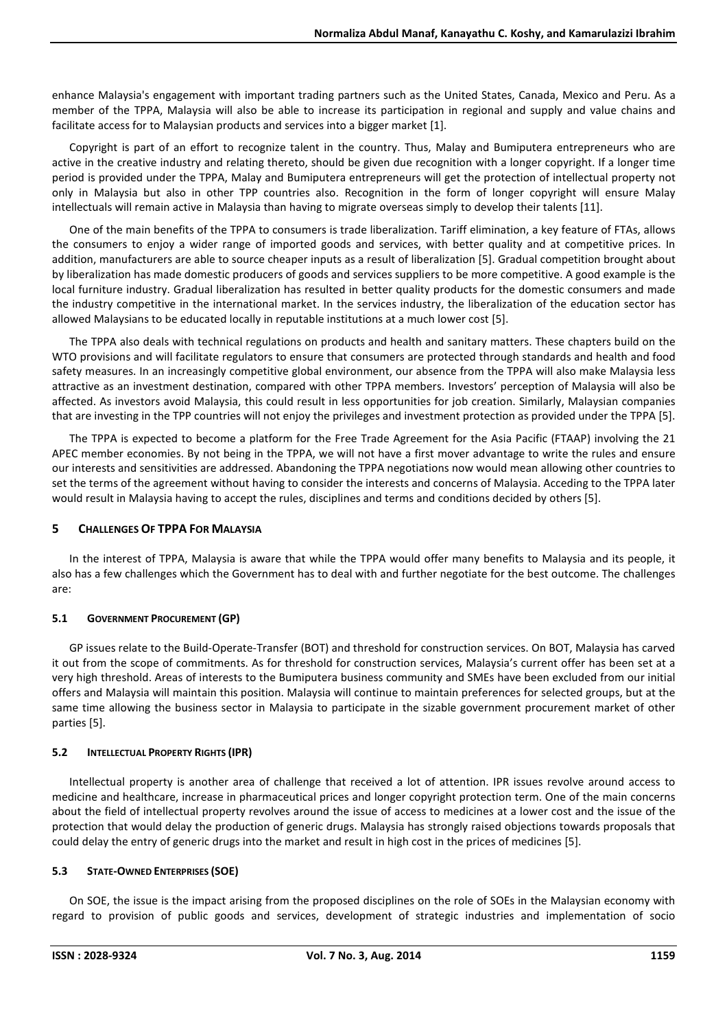enhance Malaysia's engagement with important trading partners such as the United States, Canada, Mexico and Peru. As a member of the TPPA, Malaysia will also be able to increase its participation in regional and supply and value chains and facilitate access for to Malaysian products and services into a bigger market [1].

Copyright is part of an effort to recognize talent in the country. Thus, Malay and Bumiputera entrepreneurs who are active in the creative industry and relating thereto, should be given due recognition with a longer copyright. If a longer time period is provided under the TPPA, Malay and Bumiputera entrepreneurs will get the protection of intellectual property not only in Malaysia but also in other TPP countries also. Recognition in the form of longer copyright will ensure Malay intellectuals will remain active in Malaysia than having to migrate overseas simply to develop their talents [11].

One of the main benefits of the TPPA to consumers is trade liberalization. Tariff elimination, a key feature of FTAs, allows the consumers to enjoy a wider range of imported goods and services, with better quality and at competitive prices. In addition, manufacturers are able to source cheaper inputs as a result of liberalization [5]. Gradual competition brought about by liberalization has made domestic producers of goods and services suppliers to be more competitive. A good example is the local furniture industry. Gradual liberalization has resulted in better quality products for the domestic consumers and made the industry competitive in the international market. In the services industry, the liberalization of the education sector has allowed Malaysians to be educated locally in reputable institutions at a much lower cost [5].

The TPPA also deals with technical regulations on products and health and sanitary matters. These chapters build on the WTO provisions and will facilitate regulators to ensure that consumers are protected through standards and health and food safety measures. In an increasingly competitive global environment, our absence from the TPPA will also make Malaysia less attractive as an investment destination, compared with other TPPA members. Investors' perception of Malaysia will also be affected. As investors avoid Malaysia, this could result in less opportunities for job creation. Similarly, Malaysian companies that are investing in the TPP countries will not enjoy the privileges and investment protection as provided under the TPPA [5].

The TPPA is expected to become a platform for the Free Trade Agreement for the Asia Pacific (FTAAP) involving the 21 APEC member economies. By not being in the TPPA, we will not have a first mover advantage to write the rules and ensure our interests and sensitivities are addressed. Abandoning the TPPA negotiations now would mean allowing other countries to set the terms of the agreement without having to consider the interests and concerns of Malaysia. Acceding to the TPPA later would result in Malaysia having to accept the rules, disciplines and terms and conditions decided by others [5].

## 5 Challenges Of TPPA For Malaysia

In the interest of TPPA, Malaysia is aware that while the TPPA would offer many benefits to Malaysia and its people, it also has a few challenges which the Government has to deal with and further negotiate for the best outcome. The challenges are:

### 5.1 Government Procurement (GP)

GP issues relate to the Build-Operate-Transfer (BOT) and threshold for construction services. On BOT, Malaysia has carved it out from the scope of commitments. As for threshold for construction services, Malaysia's current offer has been set at a very high threshold. Areas of interests to the Bumiputera business community and SMEs have been excluded from our initial offers and Malaysia will maintain this position. Malaysia will continue to maintain preferences for selected groups, but at the same time allowing the business sector in Malaysia to participate in the sizable government procurement market of other parties [5].

### 5.2 Intellectual Property Rights (IPR)

Intellectual property is another area of challenge that received a lot of attention. IPR issues revolve around access to medicine and healthcare, increase in pharmaceutical prices and longer copyright protection term. One of the main concerns about the field of intellectual property revolves around the issue of access to medicines at a lower cost and the issue of the protection that would delay the production of generic drugs. Malaysia has strongly raised objections towards proposals that could delay the entry of generic drugs into the market and result in high cost in the prices of medicines [5].

### 5.3 State-Owned Enterprises (SOE)

On SOE, the issue is the impact arising from the proposed disciplines on the role of SOEs in the Malaysian economy with regard to provision of public goods and services, development of strategic industries and implementation of socio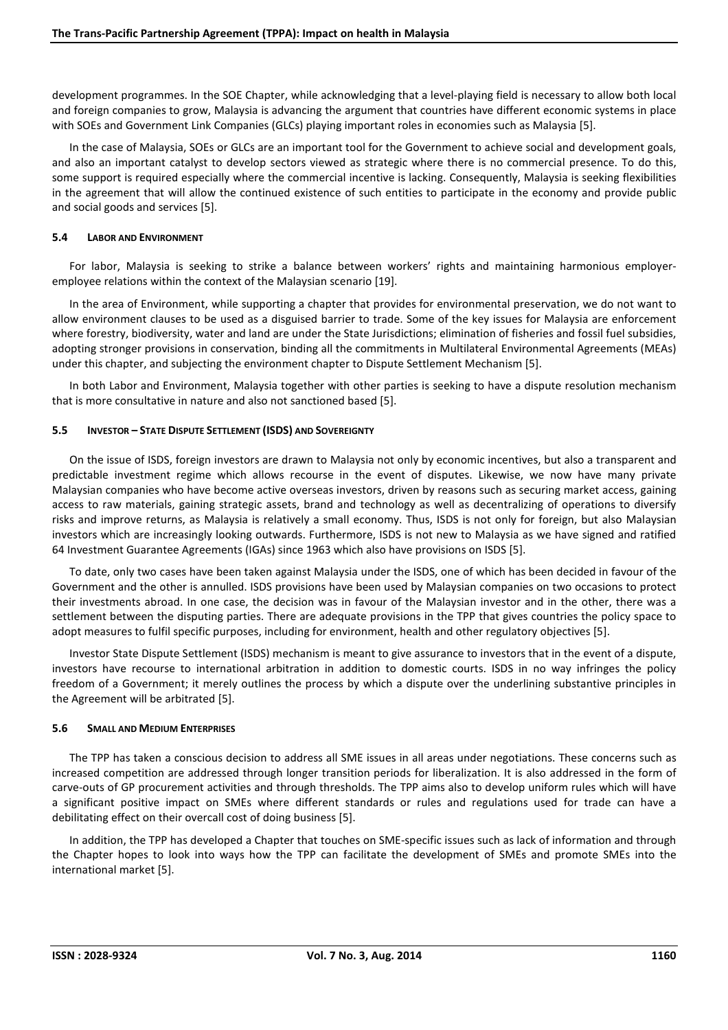development programmes. In the SOE Chapter, while acknowledging that a level-playing field is necessary to allow both local and foreign companies to grow, Malaysia is advancing the argument that countries have different economic systems in place with SOEs and Government Link Companies (GLCs) playing important roles in economies such as Malaysia [5].

In the case of Malaysia, SOEs or GLCs are an important tool for the Government to achieve social and development goals, and also an important catalyst to develop sectors viewed as strategic where there is no commercial presence. To do this, some support is required especially where the commercial incentive is lacking. Consequently, Malaysia is seeking flexibilities in the agreement that will allow the continued existence of such entities to participate in the economy and provide public and social goods and services [5].

### 5.4 Labor and Environment

For labor, Malaysia is seeking to strike a balance between workers' rights and maintaining harmonious employer-employee relations within the context of the Malaysian scenario [19].

In the area of Environment, while supporting a chapter that provides for environmental preservation, we do not want to allow environment clauses to be used as a disguised barrier to trade. Some of the key issues for Malaysia are enforcement where forestry, biodiversity, water and land are under the State Jurisdictions; elimination of fisheries and fossil fuel subsidies, adopting stronger provisions in conservation, binding all the commitments in Multilateral Environmental Agreements (MEAs) under this chapter, and subjecting the environment chapter to Dispute Settlement Mechanism [5].

In both Labor and Environment, Malaysia together with other parties is seeking to have a dispute resolution mechanism that is more consultative in nature and also not sanctioned based [5].

### 5.5 Investor – State Dispute Settlement (ISDS) and Sovereignty

On the issue of ISDS, foreign investors are drawn to Malaysia not only by economic incentives, but also a transparent and predictable investment regime which allows recourse in the event of disputes. Likewise, we now have many private Malaysian companies who have become active overseas investors, driven by reasons such as securing market access, gaining access to raw materials, gaining strategic assets, brand and technology as well as decentralizing of operations to diversify risks and improve returns, as Malaysia is relatively a small economy. Thus, ISDS is not only for foreign, but also Malaysian investors which are increasingly looking outwards. Furthermore, ISDS is not new to Malaysia as we have signed and ratified 64 Investment Guarantee Agreements (IGAs) since 1963 which also have provisions on ISDS [5].

To date, only two cases have been taken against Malaysia under the ISDS, one of which has been decided in favour of the Government and the other is annulled. ISDS provisions have been used by Malaysian companies on two occasions to protect their investments abroad. In one case, the decision was in favour of the Malaysian investor and in the other, there was a settlement between the disputing parties. There are adequate provisions in the TPP that gives countries the policy space to adopt measures to fulfil specific purposes, including for environment, health and other regulatory objectives [5].

Investor State Dispute Settlement (ISDS) mechanism is meant to give assurance to investors that in the event of a dispute, investors have recourse to international arbitration in addition to domestic courts. ISDS in no way infringes the policy freedom of a Government; it merely outlines the process by which a dispute over the underlining substantive principles in the Agreement will be arbitrated [5].

### 5.6 Small and Medium Enterprises

The TPP has taken a conscious decision to address all SME issues in all areas under negotiations. These concerns such as increased competition are addressed through longer transition periods for liberalization. It is also addressed in the form of carve-outs of GP procurement activities and through thresholds. The TPP aims also to develop uniform rules which will have a significant positive impact on SMEs where different standards or rules and regulations used for trade can have a debilitating effect on their overcall cost of doing business [5].

In addition, the TPP has developed a Chapter that touches on SME-specific issues such as lack of information and through the Chapter hopes to look into ways how the TPP can facilitate the development of SMEs and promote SMEs into the international market [5].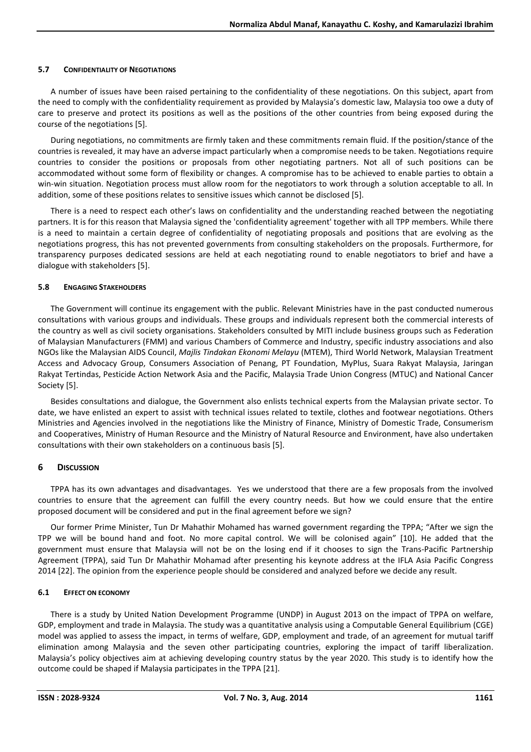### 5.7 CONFIDENTIALITY OF NEGOTIATIONS

A number of issues have been raised pertaining to the confidentiality of these negotiations. On this subject, apart from the need to comply with the confidentiality requirement as provided by Malaysia's domestic law, Malaysia too owe a duty of care to preserve and protect its positions as well as the positions of the other countries from being exposed during the course of the negotiations [5].

During negotiations, no commitments are firmly taken and these commitments remain fluid. If the position/stance of the countries is revealed, it may have an adverse impact particularly when a compromise needs to be taken. Negotiations require countries to consider the positions or proposals from other negotiating partners. Not all of such positions can be accommodated without some form of flexibility or changes. A compromise has to be achieved to enable parties to obtain a win-win situation. Negotiation process must allow room for the negotiators to work through a solution acceptable to all. In addition, some of these positions relates to sensitive issues which cannot be disclosed [5].

There is a need to respect each other's laws on confidentiality and the understanding reached between the negotiating partners. It is for this reason that Malaysia signed the 'confidentiality agreement' together with all TPP members. While there is a need to maintain a certain degree of confidentiality of negotiating proposals and positions that are evolving as the negotiations progress, this has not prevented governments from consulting stakeholders on the proposals. Furthermore, for transparency purposes dedicated sessions are held at each negotiating round to enable negotiators to brief and have a dialogue with stakeholders [5].

### 5.8 ENGAGING STAKEHOLDERS

The Government will continue its engagement with the public. Relevant Ministries have in the past conducted numerous consultations with various groups and individuals. These groups and individuals represent both the commercial interests of the country as well as civil society organisations. Stakeholders consulted by MITI include business groups such as Federation of Malaysian Manufacturers (FMM) and various Chambers of Commerce and Industry, specific industry associations and also NGOs like the Malaysian AIDS Council, *Majlis Tindakan Ekonomi Melayu* (MTEM), Third World Network, Malaysian Treatment Access and Advocacy Group, Consumers Association of Penang, PT Foundation, MyPlus, Suara Rakyat Malaysia, Jaringan Rakyat Tertindas, Pesticide Action Network Asia and the Pacific, Malaysia Trade Union Congress (MTUC) and National Cancer Society [5].

Besides consultations and dialogue, the Government also enlists technical experts from the Malaysian private sector. To date, we have enlisted an expert to assist with technical issues related to textile, clothes and footwear negotiations. Others Ministries and Agencies involved in the negotiations like the Ministry of Finance, Ministry of Domestic Trade, Consumerism and Cooperatives, Ministry of Human Resource and the Ministry of Natural Resource and Environment, have also undertaken consultations with their own stakeholders on a continuous basis [5].

## 6 DISCUSSION

TPPA has its own advantages and disadvantages. Yes we understood that there are a few proposals from the involved countries to ensure that the agreement can fulfill the every country needs. But how we could ensure that the entire proposed document will be considered and put in the final agreement before we sign?

Our former Prime Minister, Tun Dr Mahathir Mohamed has warned government regarding the TPPA; "After we sign the TPP we will be bound hand and foot. No more capital control. We will be colonised again" [10]. He added that the government must ensure that Malaysia will not be on the losing end if it chooses to sign the Trans-Pacific Partnership Agreement (TPPA), said Tun Dr Mahathir Mohamad after presenting his keynote address at the IFLA Asia Pacific Congress 2014 [22]. The opinion from the experience people should be considered and analyzed before we decide any result.

### 6.1 EFFECT ON ECONOMY

There is a study by United Nation Development Programme (UNDP) in August 2013 on the impact of TPPA on welfare, GDP, employment and trade in Malaysia. The study was a quantitative analysis using a Computable General Equilibrium (CGE) model was applied to assess the impact, in terms of welfare, GDP, employment and trade, of an agreement for mutual tariff elimination among Malaysia and the seven other participating countries, exploring the impact of tariff liberalization. Malaysia's policy objectives aim at achieving developing country status by the year 2020. This study is to identify how the outcome could be shaped if Malaysia participates in the TPPA [21].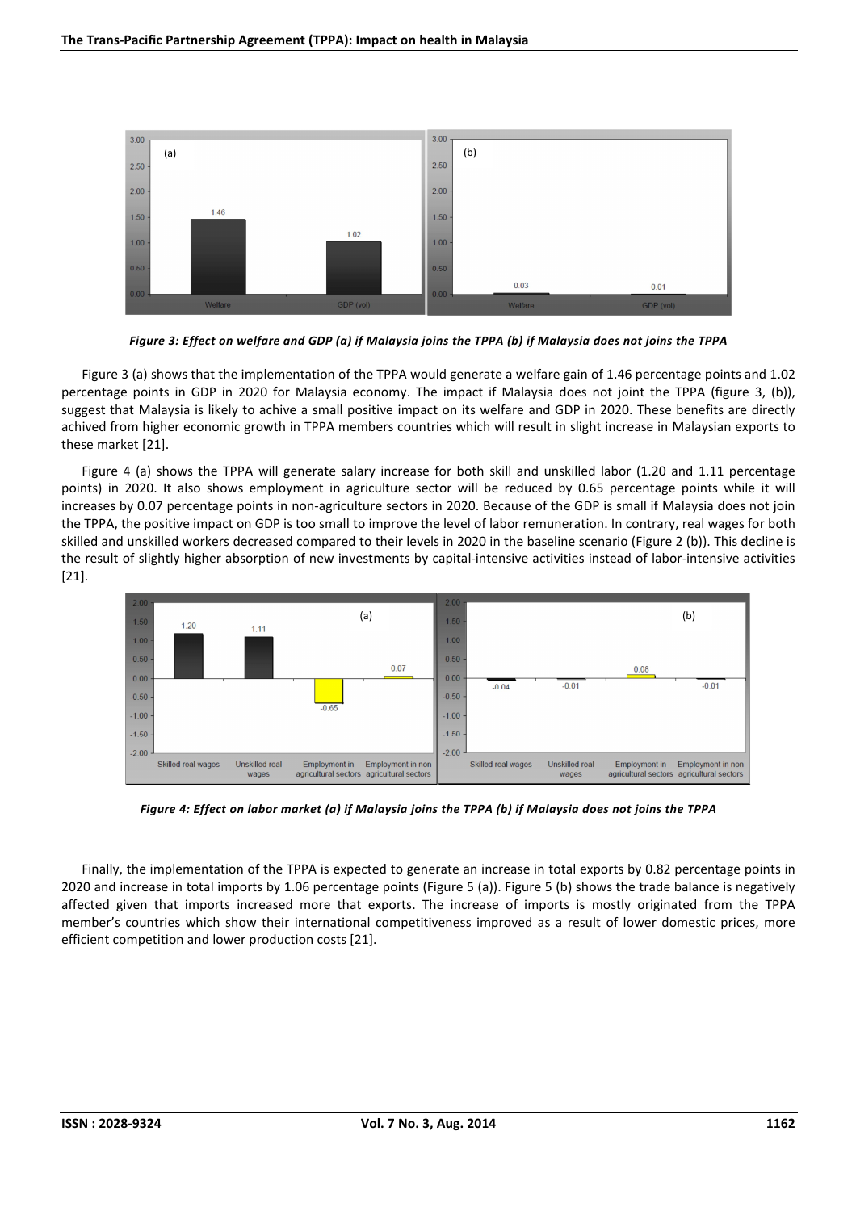*Figure 3: Effect on welfare and GDP (a) if Malaysia joins the TPPA (b) if Malaysia does not joins the TPPA*

Figure 3 (a) shows that the implementation of the TPPA would generate a welfare gain of 1.46 percentage points and 1.02 percentage points in GDP in 2020 for Malaysia economy. The impact if Malaysia does not joint the TPPA (figure 3, (b)), suggest that Malaysia is likely to achive a small positive impact on its welfare and GDP in 2020. These benefits are directly achived from higher economic growth in TPPA members countries which will result in slight increase in Malaysian exports to these market [21].

Figure 4 (a) shows the TPPA will generate salary increase for both skill and unskilled labor (1.20 and 1.11 percentage points) in 2020. It also shows employment in agriculture sector will be reduced by 0.65 percentage points while it will increases by 0.07 percentage points in non-agriculture sectors in 2020. Because of the GDP is small if Malaysia does not join the TPPA, the positive impact on GDP is too small to improve the level of labor remuneration. In contrary, real wages for both skilled and unskilled workers decreased compared to their levels in 2020 in the baseline scenario (Figure 2 (b)). This decline is the result of slightly higher absorption of new investments by capital-intensive activities instead of labor-intensive activities [21].

*Figure 4: Effect on labor market (a) if Malaysia joins the TPPA (b) if Malaysia does not joins the TPPA*

Finally, the implementation of the TPPA is expected to generate an increase in total exports by 0.82 percentage points in 2020 and increase in total imports by 1.06 percentage points (Figure 5 (a)). Figure 5 (b) shows the trade balance is negatively affected given that imports increased more that exports. The increase of imports is mostly originated from the TPPA member's countries which show their international competitiveness improved as a result of lower domestic prices, more efficient competition and lower production costs [21].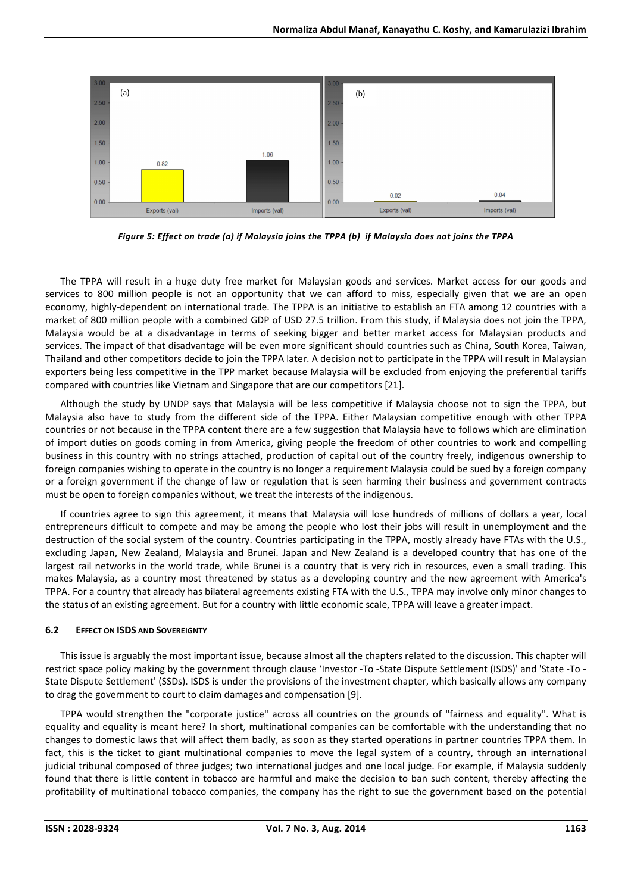*Figure 5: Effect on trade (a) if Malaysia joins the TPPA (b) if Malaysia does not joins the TPPA*

The TPPA will result in a huge duty free market for Malaysian goods and services. Market access for our goods and services to 800 million people is not an opportunity that we can afford to miss, especially given that we are an open economy, highly-dependent on international trade. The TPPA is an initiative to establish an FTA among 12 countries with a market of 800 million people with a combined GDP of USD 27.5 trillion. From this study, if Malaysia does not join the TPPA, Malaysia would be at a disadvantage in terms of seeking bigger and better market access for Malaysian products and services. The impact of that disadvantage will be even more significant should countries such as China, South Korea, Taiwan, Thailand and other competitors decide to join the TPPA later. A decision not to participate in the TPPA will result in Malaysian exporters being less competitive in the TPP market because Malaysia will be excluded from enjoying the preferential tariffs compared with countries like Vietnam and Singapore that are our competitors [21].

Although the study by UNDP says that Malaysia will be less competitive if Malaysia choose not to sign the TPPA, but Malaysia also have to study from the different side of the TPPA. Either Malaysian competitive enough with other TPPA countries or not because in the TPPA content there are a few suggestion that Malaysia have to follows which are elimination of import duties on goods coming in from America, giving people the freedom of other countries to work and compelling business in this country with no strings attached, production of capital out of the country freely, indigenous ownership to foreign companies wishing to operate in the country is no longer a requirement Malaysia could be sued by a foreign company or a foreign government if the change of law or regulation that is seen harming their business and government contracts must be open to foreign companies without, we treat the interests of the indigenous.

If countries agree to sign this agreement, it means that Malaysia will lose hundreds of millions of dollars a year, local entrepreneurs difficult to compete and may be among the people who lost their jobs will result in unemployment and the destruction of the social system of the country. Countries participating in the TPPA, mostly already have FTAs with the U.S., excluding Japan, New Zealand, Malaysia and Brunei. Japan and New Zealand is a developed country that has one of the largest rail networks in the world trade, while Brunei is a country that is very rich in resources, even a small trading. This makes Malaysia, as a country most threatened by status as a developing country and the new agreement with America's TPPA. For a country that already has bilateral agreements existing FTA with the U.S., TPPA may involve only minor changes to the status of an existing agreement. But for a country with little economic scale, TPPA will leave a greater impact.

### 6.2 Effect on ISDS and Sovereignty

This issue is arguably the most important issue, because almost all the chapters related to the discussion. This chapter will restrict space policy making by the government through clause 'Investor -To -State Dispute Settlement (ISDS)' and 'State -To -State Dispute Settlement' (SSDs). ISDS is under the provisions of the investment chapter, which basically allows any company to drag the government to court to claim damages and compensation [9].

TPPA would strengthen the "corporate justice" across all countries on the grounds of "fairness and equality". What is equality and equality is meant here? In short, multinational companies can be comfortable with the understanding that no changes to domestic laws that will affect them badly, as soon as they started operations in partner countries TPPA them. In fact, this is the ticket to giant multinational companies to move the legal system of a country, through an international judicial tribunal composed of three judges; two international judges and one local judge. For example, if Malaysia suddenly found that there is little content in tobacco are harmful and make the decision to ban such content, thereby affecting the profitability of multinational tobacco companies, the company has the right to sue the government based on the potential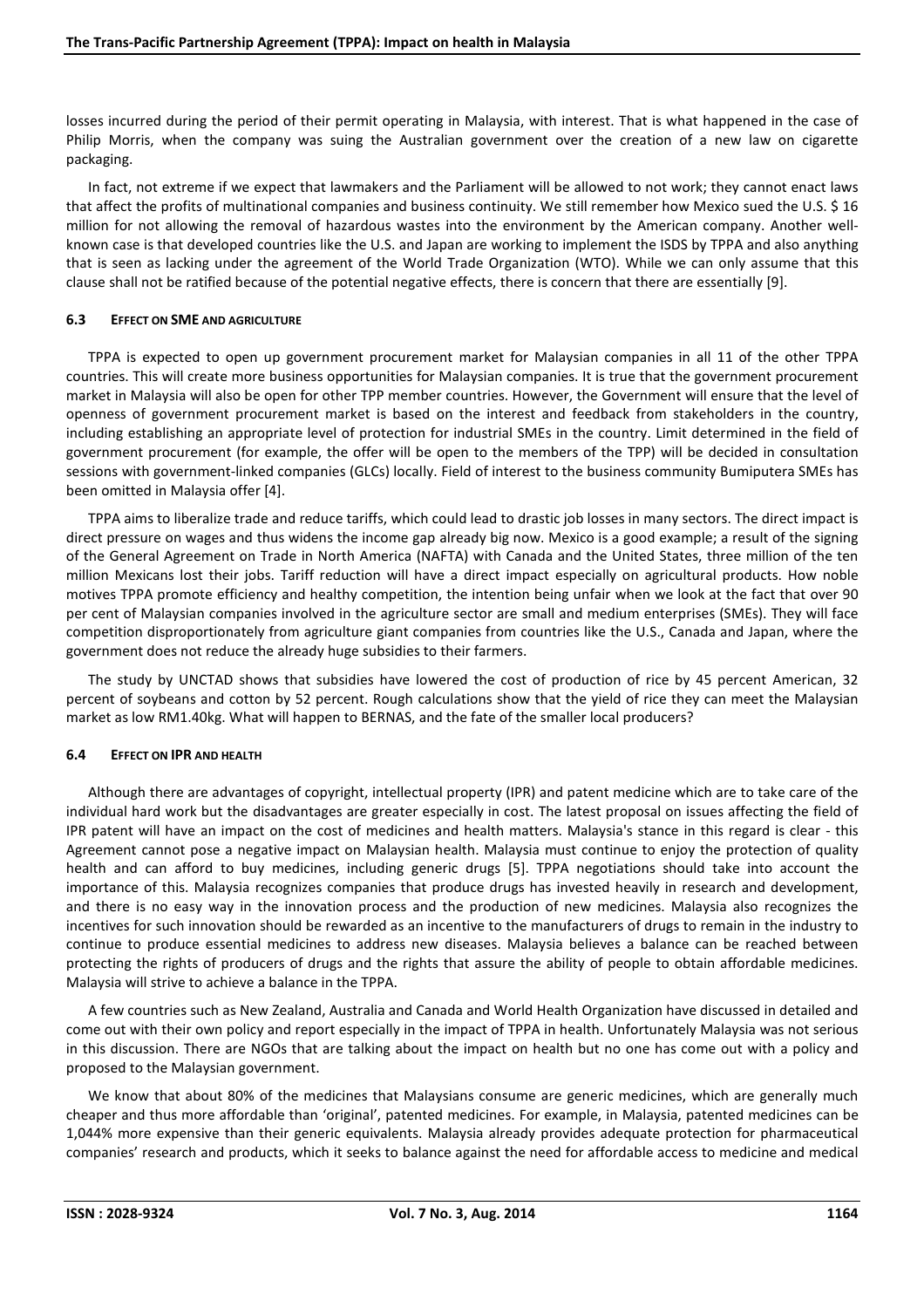losses incurred during the period of their permit operating in Malaysia, with interest. That is what happened in the case of Philip Morris, when the company was suing the Australian government over the creation of a new law on cigarette packaging.

In fact, not extreme if we expect that lawmakers and the Parliament will be allowed to not work; they cannot enact laws that affect the profits of multinational companies and business continuity. We still remember how Mexico sued the U.S. $ 16 million for not allowing the removal of hazardous wastes into the environment by the American company. Another well-known case is that developed countries like the U.S. and Japan are working to implement the ISDS by TPPA and also anything that is seen as lacking under the agreement of the World Trade Organization (WTO). While we can only assume that this clause shall not be ratified because of the potential negative effects, there is concern that there are essentially [9].

### 6.3 Effect on SME and Agriculture

TPPA is expected to open up government procurement market for Malaysian companies in all 11 of the other TPPA countries. This will create more business opportunities for Malaysian companies. It is true that the government procurement market in Malaysia will also be open for other TPP member countries. However, the Government will ensure that the level of openness of government procurement market is based on the interest and feedback from stakeholders in the country, including establishing an appropriate level of protection for industrial SMEs in the country. Limit determined in the field of government procurement (for example, the offer will be open to the members of the TPP) will be decided in consultation sessions with government-linked companies (GLCs) locally. Field of interest to the business community Bumiputera SMEs has been omitted in Malaysia offer [4].

TPPA aims to liberalize trade and reduce tariffs, which could lead to drastic job losses in many sectors. The direct impact is direct pressure on wages and thus widens the income gap already big now. Mexico is a good example; a result of the signing of the General Agreement on Trade in North America (NAFTA) with Canada and the United States, three million of the ten million Mexicans lost their jobs. Tariff reduction will have a direct impact especially on agricultural products. How noble motives TPPA promote efficiency and healthy competition, the intention being unfair when we look at the fact that over 90 per cent of Malaysian companies involved in the agriculture sector are small and medium enterprises (SMEs). They will face competition disproportionately from agriculture giant companies from countries like the U.S., Canada and Japan, where the government does not reduce the already huge subsidies to their farmers.

The study by UNCTAD shows that subsidies have lowered the cost of production of rice by 45 percent American, 32 percent of soybeans and cotton by 52 percent. Rough calculations show that the yield of rice they can meet the Malaysian market as low RM1.40kg. What will happen to BERNAS, and the fate of the smaller local producers?

### 6.4 Effect on IPR and Health

Although there are advantages of copyright, intellectual property (IPR) and patent medicine which are to take care of the individual hard work but the disadvantages are greater especially in cost. The latest proposal on issues affecting the field of IPR patent will have an impact on the cost of medicines and health matters. Malaysia's stance in this regard is clear - this Agreement cannot pose a negative impact on Malaysian health. Malaysia must continue to enjoy the protection of quality health and can afford to buy medicines, including generic drugs [5]. TPPA negotiations should take into account the importance of this. Malaysia recognizes companies that produce drugs has invested heavily in research and development, and there is no easy way in the innovation process and the production of new medicines. Malaysia also recognizes the incentives for such innovation should be rewarded as an incentive to the manufacturers of drugs to remain in the industry to continue to produce essential medicines to address new diseases. Malaysia believes a balance can be reached between protecting the rights of producers of drugs and the rights that assure the ability of people to obtain affordable medicines. Malaysia will strive to achieve a balance in the TPPA.

A few countries such as New Zealand, Australia and Canada and World Health Organization have discussed in detailed and come out with their own policy and report especially in the impact of TPPA in health. Unfortunately Malaysia was not serious in this discussion. There are NGOs that are talking about the impact on health but no one has come out with a policy and proposed to the Malaysian government.

We know that about 80% of the medicines that Malaysians consume are generic medicines, which are generally much cheaper and thus more affordable than 'original', patented medicines. For example, in Malaysia, patented medicines can be 1,044% more expensive than their generic equivalents. Malaysia already provides adequate protection for pharmaceutical companies' research and products, which it seeks to balance against the need for affordable access to medicine and medical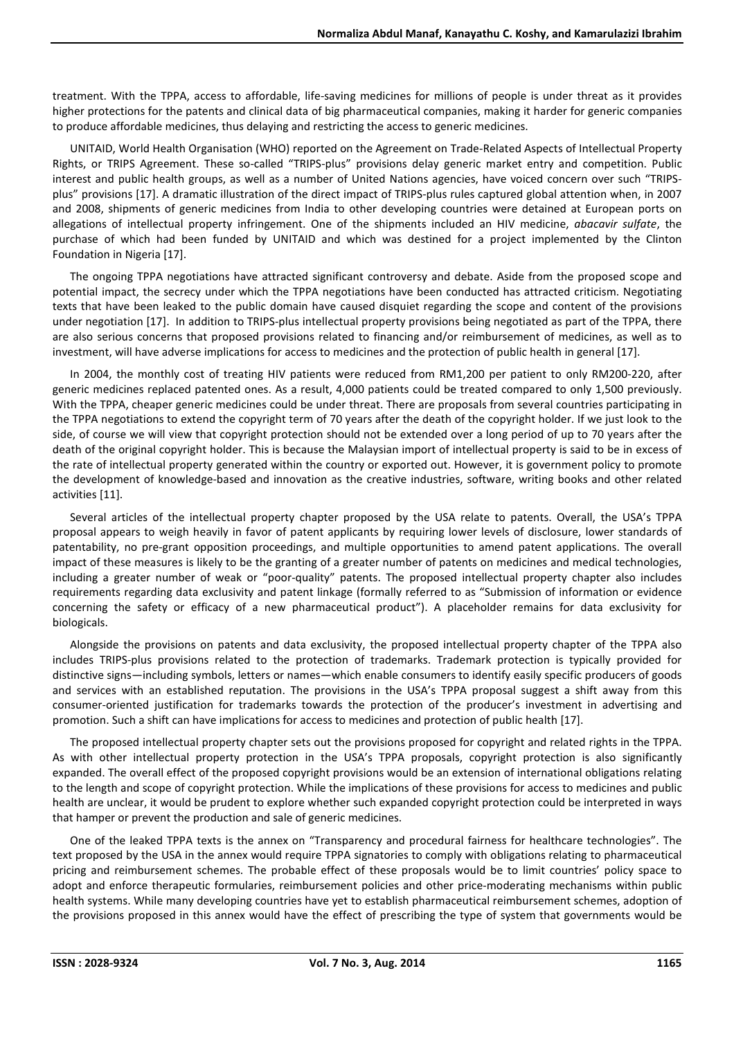treatment. With the TPPA, access to affordable, life-saving medicines for millions of people is under threat as it provides higher protections for the patents and clinical data of big pharmaceutical companies, making it harder for generic companies to produce affordable medicines, thus delaying and restricting the access to generic medicines.

UNITAID, World Health Organisation (WHO) reported on the Agreement on Trade-Related Aspects of Intellectual Property Rights, or TRIPS Agreement. These so-called "TRIPS-plus" provisions delay generic market entry and competition. Public interest and public health groups, as well as a number of United Nations agencies, have voiced concern over such "TRIPS-plus" provisions [17]. A dramatic illustration of the direct impact of TRIPS-plus rules captured global attention when, in 2007 and 2008, shipments of generic medicines from India to other developing countries were detained at European ports on allegations of intellectual property infringement. One of the shipments included an HIV medicine, *abacavir sulfate*, the purchase of which had been funded by UNITAID and which was destined for a project implemented by the Clinton Foundation in Nigeria [17].

The ongoing TPPA negotiations have attracted significant controversy and debate. Aside from the proposed scope and potential impact, the secrecy under which the TPPA negotiations have been conducted has attracted criticism. Negotiating texts that have been leaked to the public domain have caused disquiet regarding the scope and content of the provisions under negotiation [17]. In addition to TRIPS-plus intellectual property provisions being negotiated as part of the TPPA, there are also serious concerns that proposed provisions related to financing and/or reimbursement of medicines, as well as to investment, will have adverse implications for access to medicines and the protection of public health in general [17].

In 2004, the monthly cost of treating HIV patients were reduced from RM1,200 per patient to only RM200-220, after generic medicines replaced patented ones. As a result, 4,000 patients could be treated compared to only 1,500 previously. With the TPPA, cheaper generic medicines could be under threat. There are proposals from several countries participating in the TPPA negotiations to extend the copyright term of 70 years after the death of the copyright holder. If we just look to the side, of course we will view that copyright protection should not be extended over a long period of up to 70 years after the death of the original copyright holder. This is because the Malaysian import of intellectual property is said to be in excess of the rate of intellectual property generated within the country or exported out. However, it is government policy to promote the development of knowledge-based and innovation as the creative industries, software, writing books and other related activities [11].

Several articles of the intellectual property chapter proposed by the USA relate to patents. Overall, the USA's TPPA proposal appears to weigh heavily in favor of patent applicants by requiring lower levels of disclosure, lower standards of patentability, no pre-grant opposition proceedings, and multiple opportunities to amend patent applications. The overall impact of these measures is likely to be the granting of a greater number of patents on medicines and medical technologies, including a greater number of weak or "poor-quality" patents. The proposed intellectual property chapter also includes requirements regarding data exclusivity and patent linkage (formally referred to as "Submission of information or evidence concerning the safety or efficacy of a new pharmaceutical product"). A placeholder remains for data exclusivity for biologicals.

Alongside the provisions on patents and data exclusivity, the proposed intellectual property chapter of the TPPA also includes TRIPS-plus provisions related to the protection of trademarks. Trademark protection is typically provided for distinctive signs—including symbols, letters or names—which enable consumers to identify easily specific producers of goods and services with an established reputation. The provisions in the USA's TPPA proposal suggest a shift away from this consumer-oriented justification for trademarks towards the protection of the producer's investment in advertising and promotion. Such a shift can have implications for access to medicines and protection of public health [17].

The proposed intellectual property chapter sets out the provisions proposed for copyright and related rights in the TPPA. As with other intellectual property protection in the USA's TPPA proposals, copyright protection is also significantly expanded. The overall effect of the proposed copyright provisions would be an extension of international obligations relating to the length and scope of copyright protection. While the implications of these provisions for access to medicines and public health are unclear, it would be prudent to explore whether such expanded copyright protection could be interpreted in ways that hamper or prevent the production and sale of generic medicines.

One of the leaked TPPA texts is the annex on "Transparency and procedural fairness for healthcare technologies". The text proposed by the USA in the annex would require TPPA signatories to comply with obligations relating to pharmaceutical pricing and reimbursement schemes. The probable effect of these proposals would be to limit countries' policy space to adopt and enforce therapeutic formularies, reimbursement policies and other price-moderating mechanisms within public health systems. While many developing countries have yet to establish pharmaceutical reimbursement schemes, adoption of the provisions proposed in this annex would have the effect of prescribing the type of system that governments would be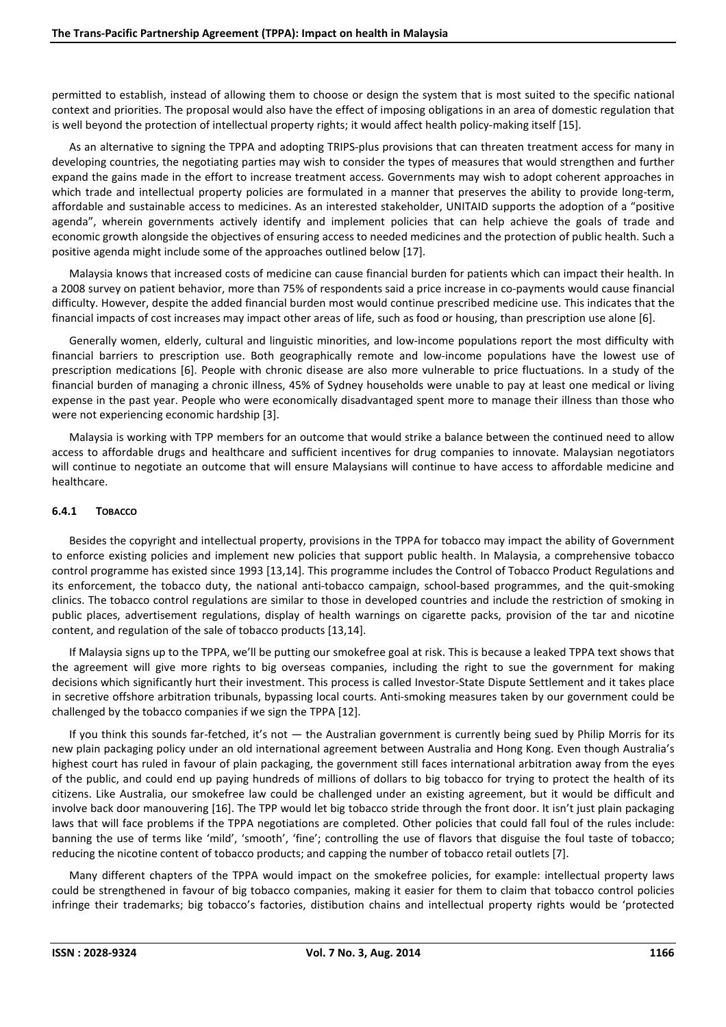permitted to establish, instead of allowing them to choose or design the system that is most suited to the specific national context and priorities. The proposal would also have the effect of imposing obligations in an area of domestic regulation that is well beyond the protection of intellectual property rights; it would affect health policy-making itself [15].

As an alternative to signing the TPPA and adopting TRIPS-plus provisions that can threaten treatment access for many in developing countries, the negotiating parties may wish to consider the types of measures that would strengthen and further expand the gains made in the effort to increase treatment access. Governments may wish to adopt coherent approaches in which trade and intellectual property policies are formulated in a manner that preserves the ability to provide long-term, affordable and sustainable access to medicines. As an interested stakeholder, UNITAID supports the adoption of a "positive agenda", wherein governments actively identify and implement policies that can help achieve the goals of trade and economic growth alongside the objectives of ensuring access to needed medicines and the protection of public health. Such a positive agenda might include some of the approaches outlined below [17].

Malaysia knows that increased costs of medicine can cause financial burden for patients which can impact their health. In a 2008 survey on patient behavior, more than 75% of respondents said a price increase in co-payments would cause financial difficulty. However, despite the added financial burden most would continue prescribed medicine use. This indicates that the financial impacts of cost increases may impact other areas of life, such as food or housing, than prescription use alone [6].

Generally women, elderly, cultural and linguistic minorities, and low-income populations report the most difficulty with financial barriers to prescription use. Both geographically remote and low-income populations have the lowest use of prescription medications [6]. People with chronic disease are also more vulnerable to price fluctuations. In a study of the financial burden of managing a chronic illness, 45% of Sydney households were unable to pay at least one medical or living expense in the past year. People who were economically disadvantaged spent more to manage their illness than those who were not experiencing economic hardship [3].

Malaysia is working with TPP members for an outcome that would strike a balance between the continued need to allow access to affordable drugs and healthcare and sufficient incentives for drug companies to innovate. Malaysian negotiators will continue to negotiate an outcome that will ensure Malaysians will continue to have access to affordable medicine and healthcare.

#### 6.4.1 Tobacco

Besides the copyright and intellectual property, provisions in the TPPA for tobacco may impact the ability of Government to enforce existing policies and implement new policies that support public health. In Malaysia, a comprehensive tobacco control programme has existed since 1993 [13,14]. This programme includes the Control of Tobacco Product Regulations and its enforcement, the tobacco duty, the national anti-tobacco campaign, school-based programmes, and the quit-smoking clinics. The tobacco control regulations are similar to those in developed countries and include the restriction of smoking in public places, advertisement regulations, display of health warnings on cigarette packs, provision of the tar and nicotine content, and regulation of the sale of tobacco products [13,14].

If Malaysia signs up to the TPPA, we'll be putting our smokefree goal at risk. This is because a leaked TPPA text shows that the agreement will give more rights to big overseas companies, including the right to sue the government for making decisions which significantly hurt their investment. This process is called Investor-State Dispute Settlement and it takes place in secretive offshore arbitration tribunals, bypassing local courts. Anti-smoking measures taken by our government could be challenged by the tobacco companies if we sign the TPPA [12].

If you think this sounds far-fetched, it's not — the Australian government is currently being sued by Philip Morris for its new plain packaging policy under an old international agreement between Australia and Hong Kong. Even though Australia's highest court has ruled in favour of plain packaging, the government still faces international arbitration away from the eyes of the public, and could end up paying hundreds of millions of dollars to big tobacco for trying to protect the health of its citizens. Like Australia, our smokefree law could be challenged under an existing agreement, but it would be difficult and involve back door manouvering [16]. The TPP would let big tobacco stride through the front door. It isn't just plain packaging laws that will face problems if the TPPA negotiations are completed. Other policies that could fall foul of the rules include: banning the use of terms like 'mild', 'smooth', 'fine'; controlling the use of flavors that disguise the foul taste of tobacco; reducing the nicotine content of tobacco products; and capping the number of tobacco retail outlets [7].

Many different chapters of the TPPA would impact on the smokefree policies, for example: intellectual property laws could be strengthened in favour of big tobacco companies, making it easier for them to claim that tobacco control policies infringe their trademarks; big tobacco's factories, distibution chains and intellectual property rights would be 'protected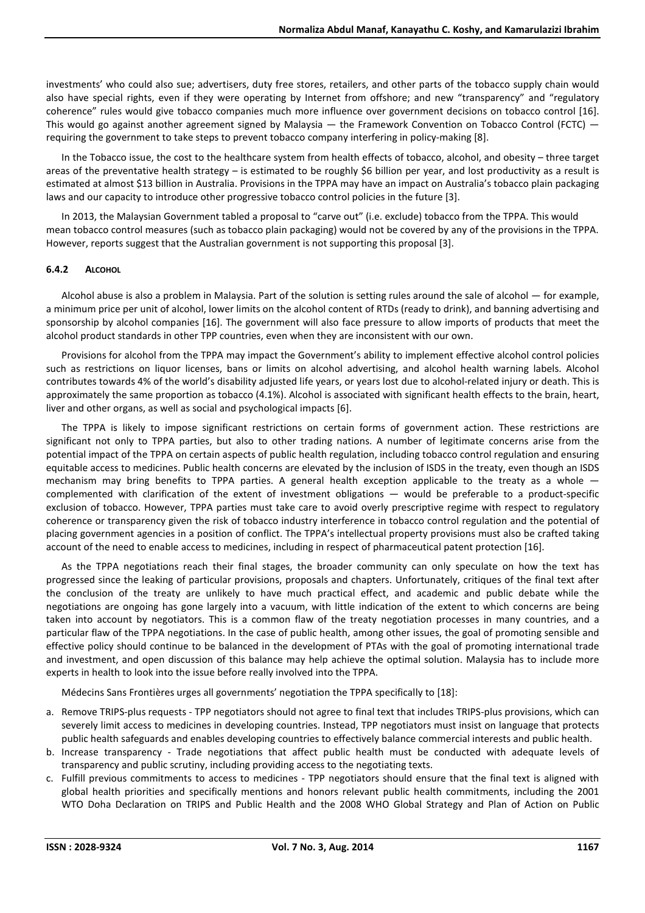investments' who could also sue; advertisers, duty free stores, retailers, and other parts of the tobacco supply chain would also have special rights, even if they were operating by Internet from offshore; and new "transparency" and "regulatory coherence" rules would give tobacco companies much more influence over government decisions on tobacco control [16]. This would go against another agreement signed by Malaysia — the Framework Convention on Tobacco Control (FCTC) — requiring the government to take steps to prevent tobacco company interfering in policy-making [8].

In the Tobacco issue, the cost to the healthcare system from health effects of tobacco, alcohol, and obesity – three target areas of the preventative health strategy – is estimated to be roughly $6 billion per year, and lost productivity as a result is estimated at almost $13 billion in Australia. Provisions in the TPPA may have an impact on Australia's tobacco plain packaging laws and our capacity to introduce other progressive tobacco control policies in the future [3].

In 2013, the Malaysian Government tabled a proposal to "carve out" (i.e. exclude) tobacco from the TPPA. This would mean tobacco control measures (such as tobacco plain packaging) would not be covered by any of the provisions in the TPPA. However, reports suggest that the Australian government is not supporting this proposal [3].

#### 6.4.2 ALCOHOL

Alcohol abuse is also a problem in Malaysia. Part of the solution is setting rules around the sale of alcohol — for example, a minimum price per unit of alcohol, lower limits on the alcohol content of RTDs (ready to drink), and banning advertising and sponsorship by alcohol companies [16]. The government will also face pressure to allow imports of products that meet the alcohol product standards in other TPP countries, even when they are inconsistent with our own.

Provisions for alcohol from the TPPA may impact the Government's ability to implement effective alcohol control policies such as restrictions on liquor licenses, bans or limits on alcohol advertising, and alcohol health warning labels. Alcohol contributes towards 4% of the world's disability adjusted life years, or years lost due to alcohol-related injury or death. This is approximately the same proportion as tobacco (4.1%). Alcohol is associated with significant health effects to the brain, heart, liver and other organs, as well as social and psychological impacts [6].

The TPPA is likely to impose significant restrictions on certain forms of government action. These restrictions are significant not only to TPPA parties, but also to other trading nations. A number of legitimate concerns arise from the potential impact of the TPPA on certain aspects of public health regulation, including tobacco control regulation and ensuring equitable access to medicines. Public health concerns are elevated by the inclusion of ISDS in the treaty, even though an ISDS mechanism may bring benefits to TPPA parties. A general health exception applicable to the treaty as a whole — complemented with clarification of the extent of investment obligations — would be preferable to a product-specific exclusion of tobacco. However, TPPA parties must take care to avoid overly prescriptive regime with respect to regulatory coherence or transparency given the risk of tobacco industry interference in tobacco control regulation and the potential of placing government agencies in a position of conflict. The TPPA's intellectual property provisions must also be crafted taking account of the need to enable access to medicines, including in respect of pharmaceutical patent protection [16].

As the TPPA negotiations reach their final stages, the broader community can only speculate on how the text has progressed since the leaking of particular provisions, proposals and chapters. Unfortunately, critiques of the final text after the conclusion of the treaty are unlikely to have much practical effect, and academic and public debate while the negotiations are ongoing has gone largely into a vacuum, with little indication of the extent to which concerns are being taken into account by negotiators. This is a common flaw of the treaty negotiation processes in many countries, and a particular flaw of the TPPA negotiations. In the case of public health, among other issues, the goal of promoting sensible and effective policy should continue to be balanced in the development of PTAs with the goal of promoting international trade and investment, and open discussion of this balance may help achieve the optimal solution. Malaysia has to include more experts in health to look into the issue before really involved into the TPPA.

Médecins Sans Frontières urges all governments' negotiation the TPPA specifically to [18]:

a. Remove TRIPS-plus requests - TPP negotiators should not agree to final text that includes TRIPS-plus provisions, which can severely limit access to medicines in developing countries. Instead, TPP negotiators must insist on language that protects public health safeguards and enables developing countries to effectively balance commercial interests and public health.
b. Increase transparency - Trade negotiations that affect public health must be conducted with adequate levels of transparency and public scrutiny, including providing access to the negotiating texts.
c. Fulfill previous commitments to access to medicines - TPP negotiators should ensure that the final text is aligned with global health priorities and specifically mentions and honors relevant public health commitments, including the 2001 WTO Doha Declaration on TRIPS and Public Health and the 2008 WHO Global Strategy and Plan of Action on Public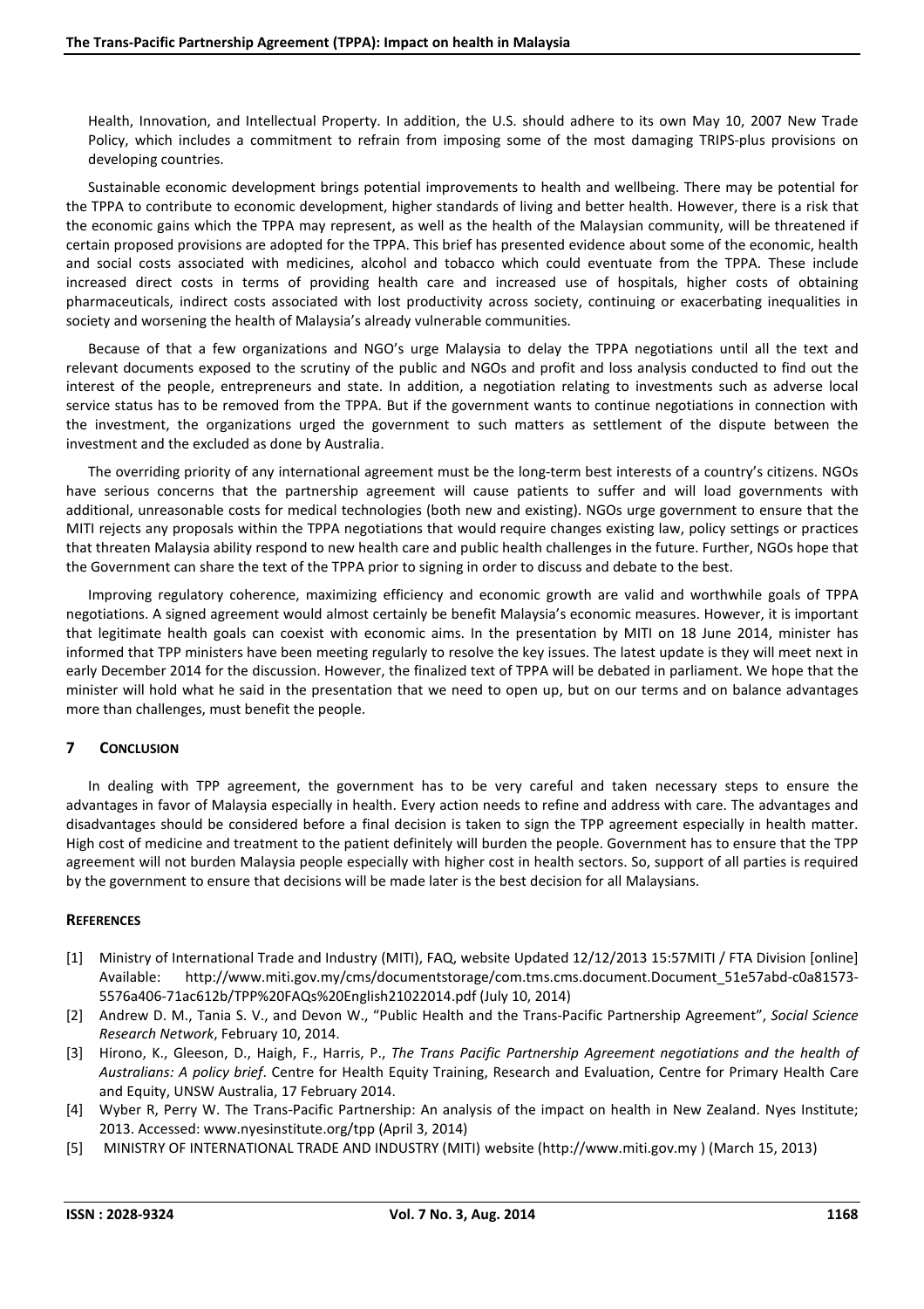Health, Innovation, and Intellectual Property. In addition, the U.S. should adhere to its own May 10, 2007 New Trade Policy, which includes a commitment to refrain from imposing some of the most damaging TRIPS-plus provisions on developing countries.

Sustainable economic development brings potential improvements to health and wellbeing. There may be potential for the TPPA to contribute to economic development, higher standards of living and better health. However, there is a risk that the economic gains which the TPPA may represent, as well as the health of the Malaysian community, will be threatened if certain proposed provisions are adopted for the TPPA. This brief has presented evidence about some of the economic, health and social costs associated with medicines, alcohol and tobacco which could eventuate from the TPPA. These include increased direct costs in terms of providing health care and increased use of hospitals, higher costs of obtaining pharmaceuticals, indirect costs associated with lost productivity across society, continuing or exacerbating inequalities in society and worsening the health of Malaysia's already vulnerable communities.

Because of that a few organizations and NGO's urge Malaysia to delay the TPPA negotiations until all the text and relevant documents exposed to the scrutiny of the public and NGOs and profit and loss analysis conducted to find out the interest of the people, entrepreneurs and state. In addition, a negotiation relating to investments such as adverse local service status has to be removed from the TPPA. But if the government wants to continue negotiations in connection with the investment, the organizations urged the government to such matters as settlement of the dispute between the investment and the excluded as done by Australia.

The overriding priority of any international agreement must be the long-term best interests of a country's citizens. NGOs have serious concerns that the partnership agreement will cause patients to suffer and will load governments with additional, unreasonable costs for medical technologies (both new and existing). NGOs urge government to ensure that the MITI rejects any proposals within the TPPA negotiations that would require changes existing law, policy settings or practices that threaten Malaysia ability respond to new health care and public health challenges in the future. Further, NGOs hope that the Government can share the text of the TPPA prior to signing in order to discuss and debate to the best.

Improving regulatory coherence, maximizing efficiency and economic growth are valid and worthwhile goals of TPPA negotiations. A signed agreement would almost certainly be benefit Malaysia's economic measures. However, it is important that legitimate health goals can coexist with economic aims. In the presentation by MITI on 18 June 2014, minister has informed that TPP ministers have been meeting regularly to resolve the key issues. The latest update is they will meet next in early December 2014 for the discussion. However, the finalized text of TPPA will be debated in parliament. We hope that the minister will hold what he said in the presentation that we need to open up, but on our terms and on balance advantages more than challenges, must benefit the people.

## 7 Conclusion

In dealing with TPP agreement, the government has to be very careful and taken necessary steps to ensure the advantages in favor of Malaysia especially in health. Every action needs to refine and address with care. The advantages and disadvantages should be considered before a final decision is taken to sign the TPP agreement especially in health matter. High cost of medicine and treatment to the patient definitely will burden the people. Government has to ensure that the TPP agreement will not burden Malaysia people especially with higher cost in health sectors. So, support of all parties is required by the government to ensure that decisions will be made later is the best decision for all Malaysians.

## References

[1] Ministry of International Trade and Industry (MITI), FAQ, website Updated 12/12/2013 15:57MITI / FTA Division [online] Available: http://www.miti.gov.my/cms/documentstorage/com.tms.cms.document.Document_51e57abd-c0a81573-5576a406-71ac612b/TPP%20FAQs%20English21022014.pdf (July 10, 2014)

[2] Andrew D. M., Tania S. V., and Devon W., "Public Health and the Trans-Pacific Partnership Agreement", *Social Science Research Network*, February 10, 2014.

[3] Hirono, K., Gleeson, D., Haigh, F., Harris, P., *The Trans Pacific Partnership Agreement negotiations and the health of Australians: A policy brief*. Centre for Health Equity Training, Research and Evaluation, Centre for Primary Health Care and Equity, UNSW Australia, 17 February 2014.

[4] Wyber R, Perry W. The Trans-Pacific Partnership: An analysis of the impact on health in New Zealand. Nyes Institute; 2013. Accessed: www.nyesinstitute.org/tpp (April 3, 2014)

[5] MINISTRY OF INTERNATIONAL TRADE AND INDUSTRY (MITI) website (http://www.miti.gov.my ) (March 15, 2013)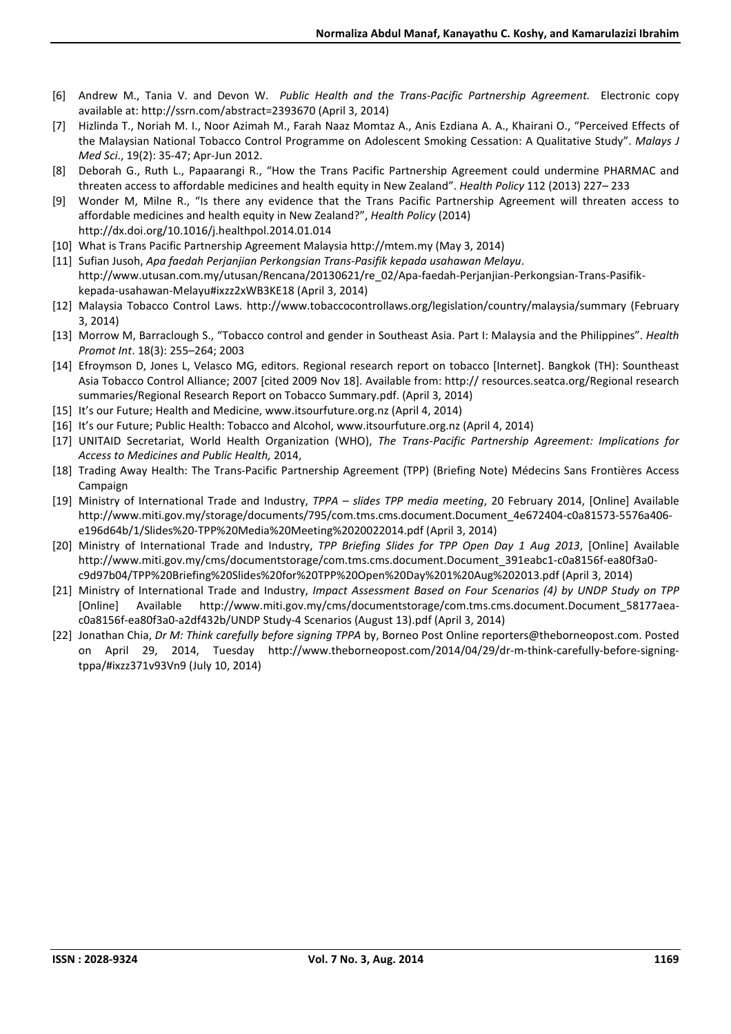[6] Andrew M., Tania V. and Devon W. *Public Health and the Trans-Pacific Partnership Agreement.* Electronic copy available at: http://ssrn.com/abstract=2393670 (April 3, 2014)

[7] Hizlinda T., Noriah M. I., Noor Azimah M., Farah Naaz Momtaz A., Anis Ezdiana A. A., Khairani O., "Perceived Effects of the Malaysian National Tobacco Control Programme on Adolescent Smoking Cessation: A Qualitative Study". *Malays J Med Sci*., 19(2): 35-47; Apr-Jun 2012.

[8] Deborah G., Ruth L., Papaarangi R., "How the Trans Pacific Partnership Agreement could undermine PHARMAC and threaten access to affordable medicines and health equity in New Zealand". *Health Policy* 112 (2013) 227– 233

[9] Wonder M, Milne R., "Is there any evidence that the Trans Pacific Partnership Agreement will threaten access to affordable medicines and health equity in New Zealand?", *Health Policy* (2014) http://dx.doi.org/10.1016/j.healthpol.2014.01.014

[10] What is Trans Pacific Partnership Agreement Malaysia http://mtem.my (May 3, 2014)

[11] Sufian Jusoh, *Apa faedah Perjanjian Perkongsian Trans-Pasifik kepada usahawan Melayu*. http://www.utusan.com.my/utusan/Rencana/20130621/re_02/Apa-faedah-Perjanjian-Perkongsian-Trans-Pasifik-kepada-usahawan-Melayu#ixzz2xWB3KE18 (April 3, 2014)

[12] Malaysia Tobacco Control Laws. http://www.tobaccocontrollaws.org/legislation/country/malaysia/summary (February 3, 2014)

[13] Morrow M, Barraclough S., "Tobacco control and gender in Southeast Asia. Part I: Malaysia and the Philippines". *Health Promot Int*. 18(3): 255–264; 2003

[14] Efroymson D, Jones L, Velasco MG, editors. Regional research report on tobacco [Internet]. Bangkok (TH): Sountheast Asia Tobacco Control Alliance; 2007 [cited 2009 Nov 18]. Available from: http:// resources.seatca.org/Regional research summaries/Regional Research Report on Tobacco Summary.pdf. (April 3, 2014)

[15] It's our Future; Health and Medicine, www.itsourfuture.org.nz (April 4, 2014)

[16] It's our Future; Public Health: Tobacco and Alcohol, www.itsourfuture.org.nz (April 4, 2014)

[17] UNITAID Secretariat, World Health Organization (WHO), *The Trans-Pacific Partnership Agreement: Implications for Access to Medicines and Public Health,* 2014,

[18] Trading Away Health: The Trans-Pacific Partnership Agreement (TPP) (Briefing Note) Médecins Sans Frontières Access Campaign

[19] Ministry of International Trade and Industry, *TPPA – slides TPP media meeting*, 20 February 2014, [Online] Available http://www.miti.gov.my/storage/documents/795/com.tms.cms.document.Document_4e672404-c0a81573-5576a406-e196d64b/1/Slides%20-TPP%20Media%20Meeting%2020022014.pdf (April 3, 2014)

[20] Ministry of International Trade and Industry, *TPP Briefing Slides for TPP Open Day 1 Aug 2013*, [Online] Available http://www.miti.gov.my/cms/documentstorage/com.tms.cms.document.Document_391eabc1-c0a8156f-ea80f3a0-c9d97b04/TPP%20Briefing%20Slides%20for%20TPP%20Open%20Day%201%20Aug%202013.pdf (April 3, 2014)

[21] Ministry of International Trade and Industry, *Impact Assessment Based on Four Scenarios (4) by UNDP Study on TPP* [Online] Available http://www.miti.gov.my/cms/documentstorage/com.tms.cms.document.Document_58177aea-c0a8156f-ea80f3a0-a2df432b/UNDP Study-4 Scenarios (August 13).pdf (April 3, 2014)

[22] Jonathan Chia, *Dr M: Think carefully before signing TPPA* by, Borneo Post Online reporters@theborneopost.com. Posted on April 29, 2014, Tuesday http://www.theborneopost.com/2014/04/29/dr-m-think-carefully-before-signing-tppa/#ixzz371v93Vn9 (July 10, 2014)